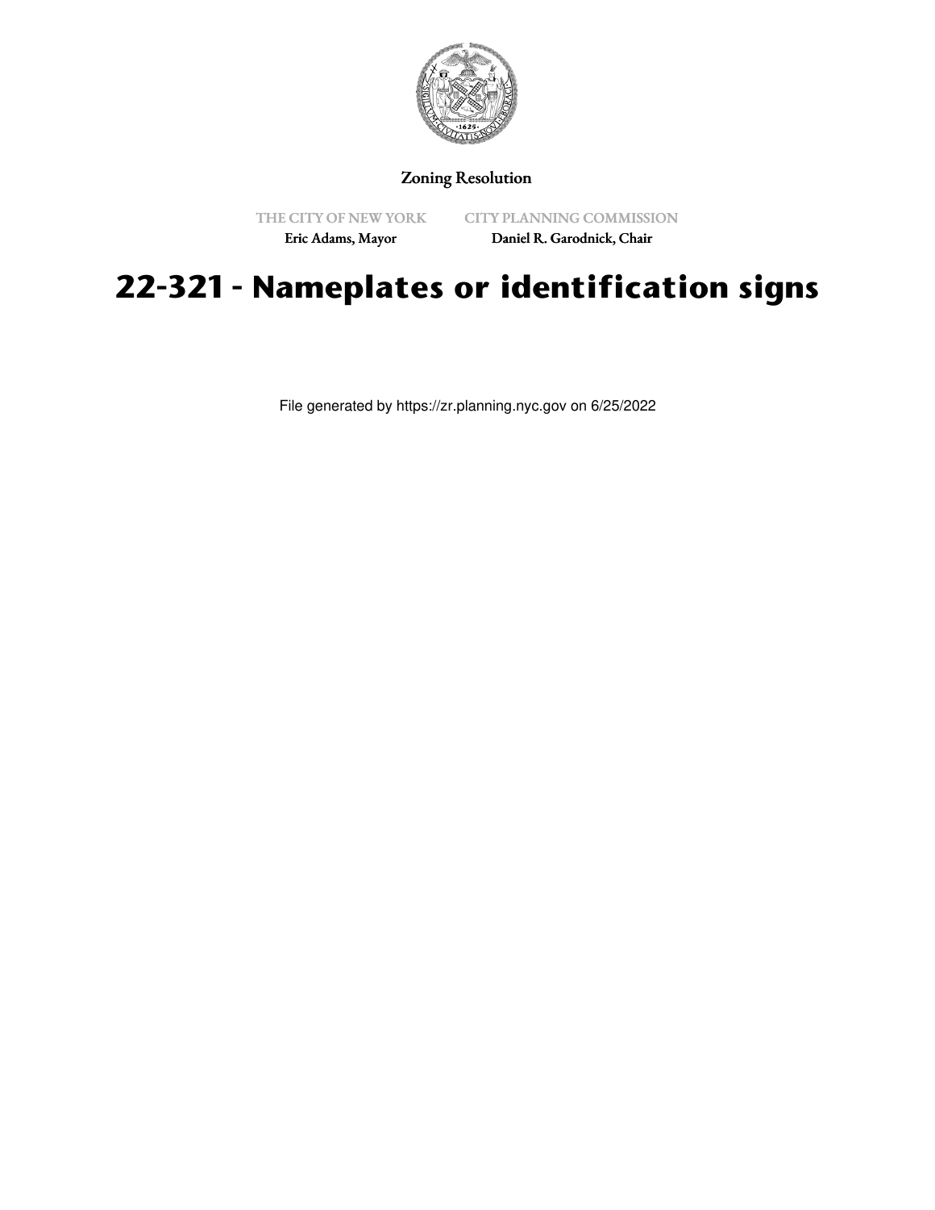Zoning Resolution

THE CITY OF NEW YORK
Eric Adams, Mayor

CITY PLANNING COMMISSION
Daniel R. Garodnick, Chair

# 22-321 - Nameplates or identification signs

File generated by https://zr.planning.nyc.gov on 6/25/2022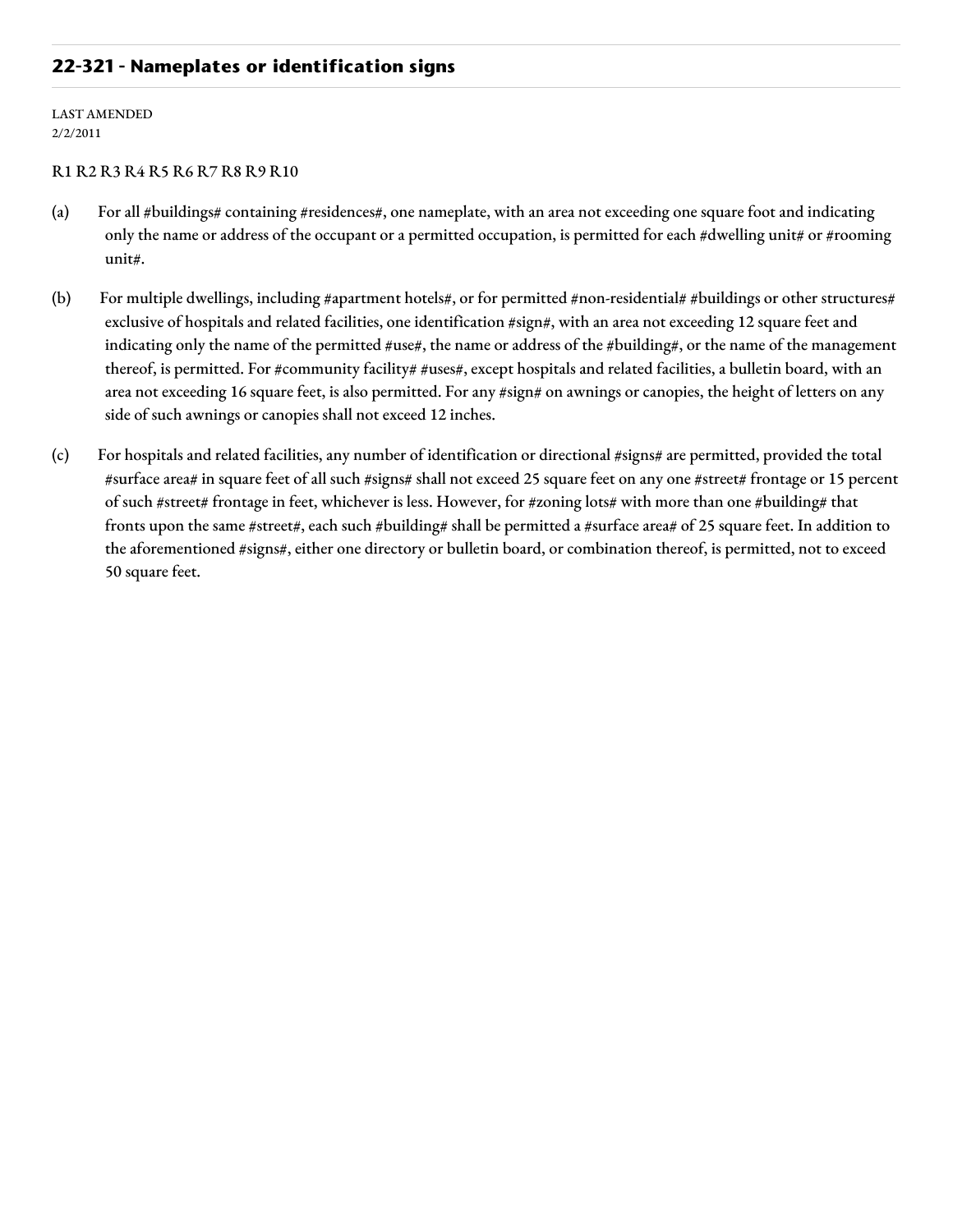## 22-321 - Nameplates or identification signs

LAST AMENDED
2/2/2011

R1 R2 R3 R4 R5 R6 R7 R8 R9 R10

(a) For all #buildings# containing #residences#, one nameplate, with an area not exceeding one square foot and indicating only the name or address of the occupant or a permitted occupation, is permitted for each #dwelling unit# or #rooming unit#.

(b) For multiple dwellings, including #apartment hotels#, or for permitted #non-residential# #buildings or other structures# exclusive of hospitals and related facilities, one identification #sign#, with an area not exceeding 12 square feet and indicating only the name of the permitted #use#, the name or address of the #building#, or the name of the management thereof, is permitted. For #community facility# #uses#, except hospitals and related facilities, a bulletin board, with an area not exceeding 16 square feet, is also permitted. For any #sign# on awnings or canopies, the height of letters on any side of such awnings or canopies shall not exceed 12 inches.

(c) For hospitals and related facilities, any number of identification or directional #signs# are permitted, provided the total #surface area# in square feet of all such #signs# shall not exceed 25 square feet on any one #street# frontage or 15 percent of such #street# frontage in feet, whichever is less. However, for #zoning lots# with more than one #building# that fronts upon the same #street#, each such #building# shall be permitted a #surface area# of 25 square feet. In addition to the aforementioned #signs#, either one directory or bulletin board, or combination thereof, is permitted, not to exceed 50 square feet.